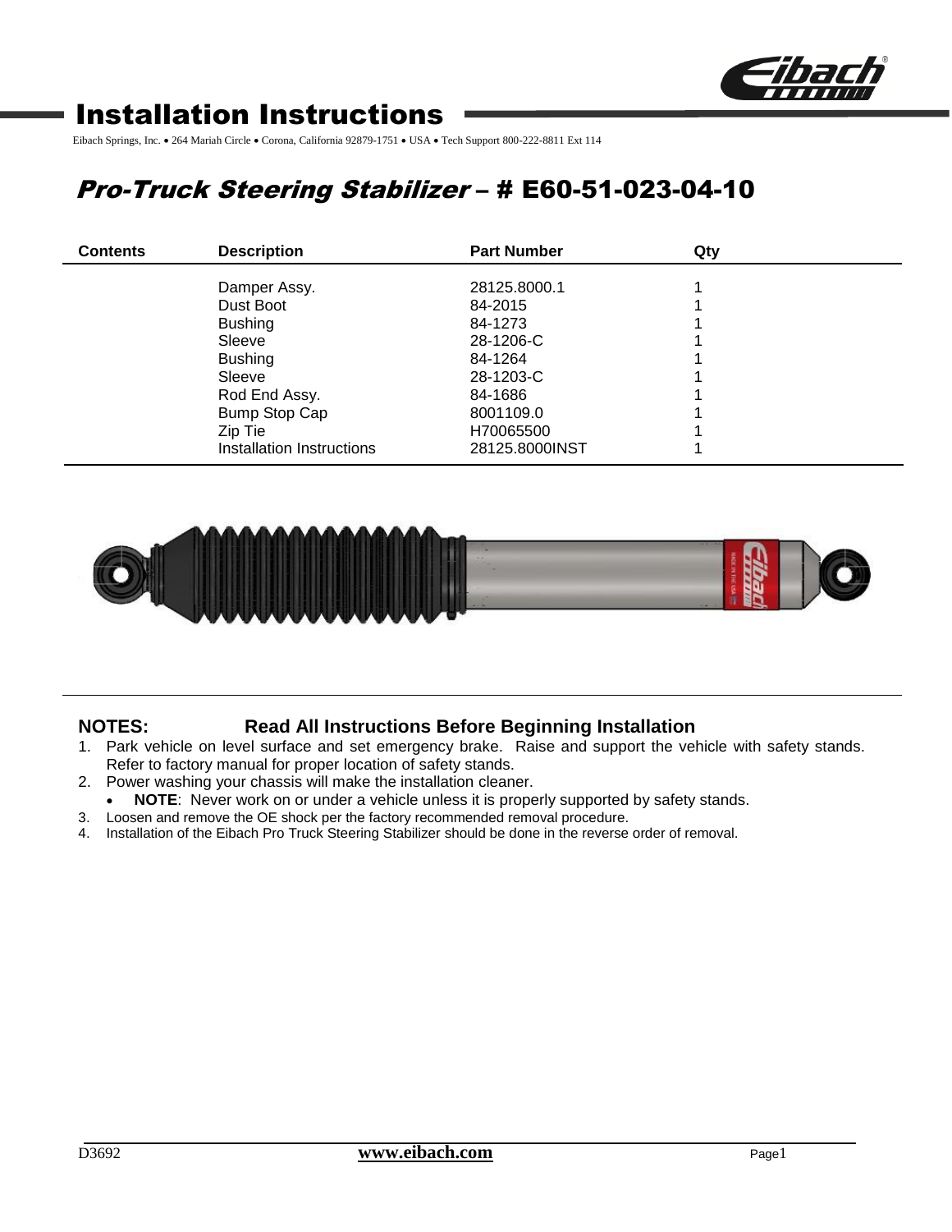# Installation Instructions

Eibach Springs, Inc. • 264 Mariah Circle • Corona, California 92879-1751 • USA • Tech Support 800-222-8811 Ext 114

## *Pro-Truck Steering Stabilizer* – # E60-51-023-04-10

| Contents | Description | Part Number | Qty |
|---|---|---|---|
| | Damper Assy. | 28125.8000.1 | 1 |
| | Dust Boot | 84-2015 | 1 |
| | Bushing | 84-1273 | 1 |
| | Sleeve | 28-1206-C | 1 |
| | Bushing | 84-1264 | 1 |
| | Sleeve | 28-1203-C | 1 |
| | Rod End Assy. | 84-1686 | 1 |
| | Bump Stop Cap | 8001109.0 | 1 |
| | Zip Tie | H70065500 | 1 |
| | Installation Instructions | 28125.8000INST | 1 |

**NOTES: Read All Instructions Before Beginning Installation**

1. Park vehicle on level surface and set emergency brake. Raise and support the vehicle with safety stands. Refer to factory manual for proper location of safety stands.
2. Power washing your chassis will make the installation cleaner.
   - **NOTE**: Never work on or under a vehicle unless it is properly supported by safety stands.
3. Loosen and remove the OE shock per the factory recommended removal procedure.
4. Installation of the Eibach Pro Truck Steering Stabilizer should be done in the reverse order of removal.

D3692 www.eibach.com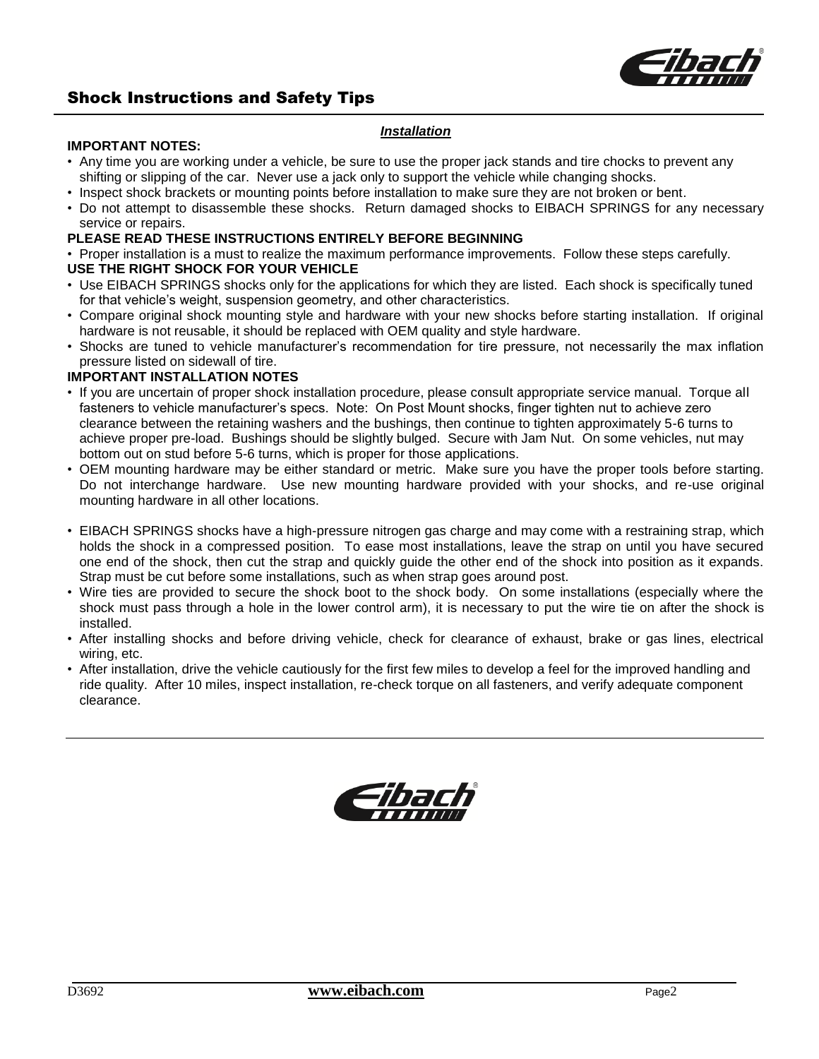# Shock Instructions and Safety Tips

***Installation***

**IMPORTANT NOTES:**

- Any time you are working under a vehicle, be sure to use the proper jack stands and tire chocks to prevent any shifting or slipping of the car. Never use a jack only to support the vehicle while changing shocks.
- Inspect shock brackets or mounting points before installation to make sure they are not broken or bent.
- Do not attempt to disassemble these shocks. Return damaged shocks to EIBACH SPRINGS for any necessary service or repairs.

**PLEASE READ THESE INSTRUCTIONS ENTIRELY BEFORE BEGINNING**

- Proper installation is a must to realize the maximum performance improvements. Follow these steps carefully.

**USE THE RIGHT SHOCK FOR YOUR VEHICLE**

- Use EIBACH SPRINGS shocks only for the applications for which they are listed. Each shock is specifically tuned for that vehicle's weight, suspension geometry, and other characteristics.
- Compare original shock mounting style and hardware with your new shocks before starting installation. If original hardware is not reusable, it should be replaced with OEM quality and style hardware.
- Shocks are tuned to vehicle manufacturer's recommendation for tire pressure, not necessarily the max inflation pressure listed on sidewall of tire.

**IMPORTANT INSTALLATION NOTES**

- If you are uncertain of proper shock installation procedure, please consult appropriate service manual. Torque all fasteners to vehicle manufacturer's specs. Note: On Post Mount shocks, finger tighten nut to achieve zero clearance between the retaining washers and the bushings, then continue to tighten approximately 5-6 turns to achieve proper pre-load. Bushings should be slightly bulged. Secure with Jam Nut. On some vehicles, nut may bottom out on stud before 5-6 turns, which is proper for those applications.
- OEM mounting hardware may be either standard or metric. Make sure you have the proper tools before starting. Do not interchange hardware. Use new mounting hardware provided with your shocks, and re-use original mounting hardware in all other locations.
- EIBACH SPRINGS shocks have a high-pressure nitrogen gas charge and may come with a restraining strap, which holds the shock in a compressed position. To ease most installations, leave the strap on until you have secured one end of the shock, then cut the strap and quickly guide the other end of the shock into position as it expands. Strap must be cut before some installations, such as when strap goes around post.
- Wire ties are provided to secure the shock boot to the shock body. On some installations (especially where the shock must pass through a hole in the lower control arm), it is necessary to put the wire tie on after the shock is installed.
- After installing shocks and before driving vehicle, check for clearance of exhaust, brake or gas lines, electrical wiring, etc.
- After installation, drive the vehicle cautiously for the first few miles to develop a feel for the improved handling and ride quality. After 10 miles, inspect installation, re-check torque on all fasteners, and verify adequate component clearance.

D3692 **www.eibach.com**